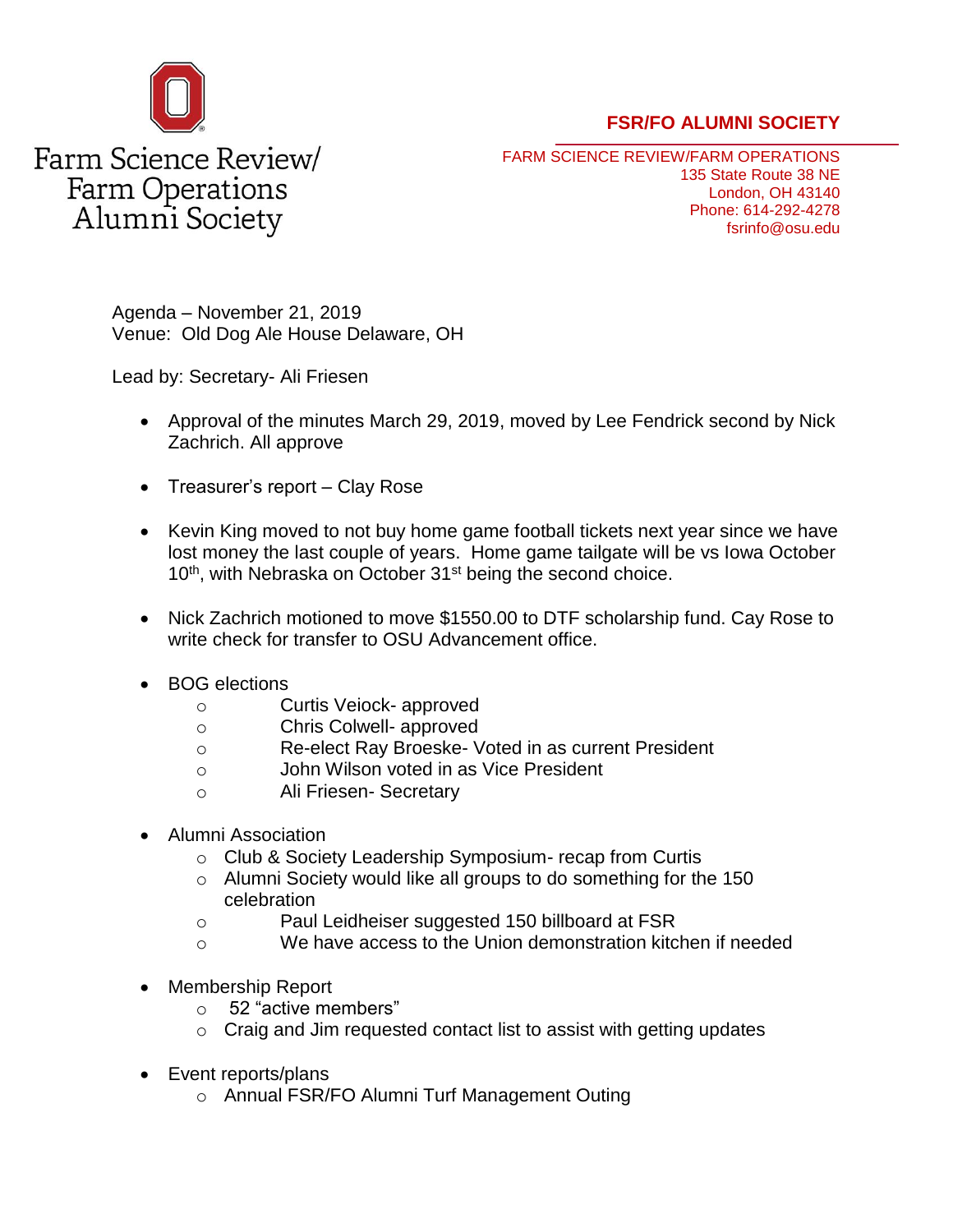Farm Science Review/
Farm Operations
Alumni Society

**FSR/FO ALUMNI SOCIETY**

FARM SCIENCE REVIEW/FARM OPERATIONS
135 State Route 38 NE
London, OH 43140
Phone: 614-292-4278
fsrinfo@osu.edu

Agenda – November 21, 2019
Venue: Old Dog Ale House Delaware, OH

Lead by: Secretary- Ali Friesen

- Approval of the minutes March 29, 2019, moved by Lee Fendrick second by Nick Zachrich. All approve
- Treasurer's report – Clay Rose
- Kevin King moved to not buy home game football tickets next year since we have lost money the last couple of years. Home game tailgate will be vs Iowa October 10th, with Nebraska on October 31st being the second choice.
- Nick Zachrich motioned to move $1550.00 to DTF scholarship fund. Cay Rose to write check for transfer to OSU Advancement office.
- BOG elections
    - Curtis Veiock- approved
    - Chris Colwell- approved
    - Re-elect Ray Broeske- Voted in as current President
    - John Wilson voted in as Vice President
    - Ali Friesen- Secretary
- Alumni Association
    - Club & Society Leadership Symposium- recap from Curtis
    - Alumni Society would like all groups to do something for the 150 celebration
    - Paul Leidheiser suggested 150 billboard at FSR
    - We have access to the Union demonstration kitchen if needed
- Membership Report
    - 52 "active members"
    - Craig and Jim requested contact list to assist with getting updates
- Event reports/plans
    - Annual FSR/FO Alumni Turf Management Outing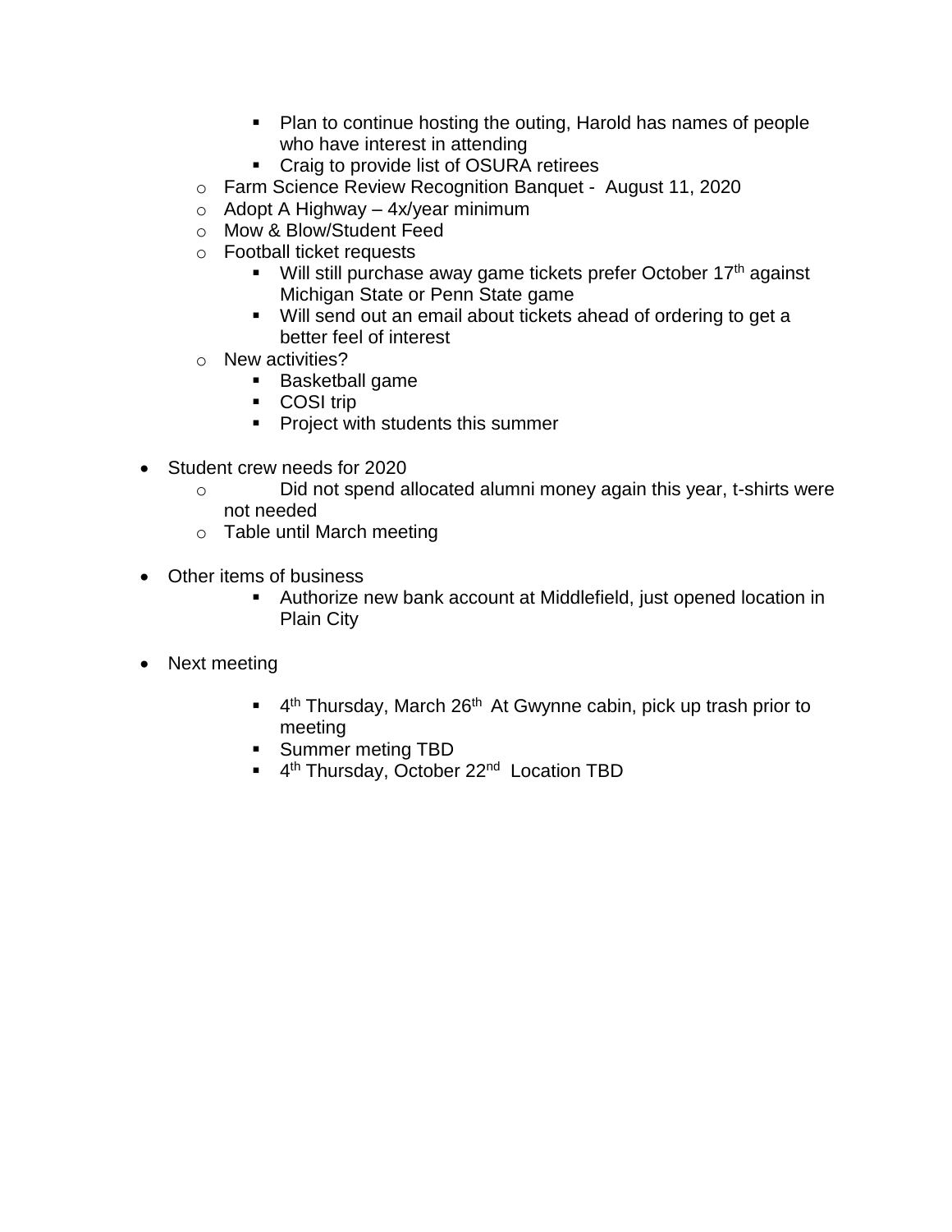- Plan to continue hosting the outing, Harold has names of people who have interest in attending
    - Craig to provide list of OSURA retirees
  - Farm Science Review Recognition Banquet - August 11, 2020
  - Adopt A Highway – 4x/year minimum
  - Mow & Blow/Student Feed
  - Football ticket requests
    - Will still purchase away game tickets prefer October 17th against Michigan State or Penn State game
    - Will send out an email about tickets ahead of ordering to get a better feel of interest
  - New activities?
    - Basketball game
    - COSI trip
    - Project with students this summer

- Student crew needs for 2020
  - Did not spend allocated alumni money again this year, t-shirts were not needed
  - Table until March meeting

- Other items of business
    - Authorize new bank account at Middlefield, just opened location in Plain City

- Next meeting
    - 4th Thursday, March 26th At Gwynne cabin, pick up trash prior to meeting
    - Summer meting TBD
    - 4th Thursday, October 22nd Location TBD